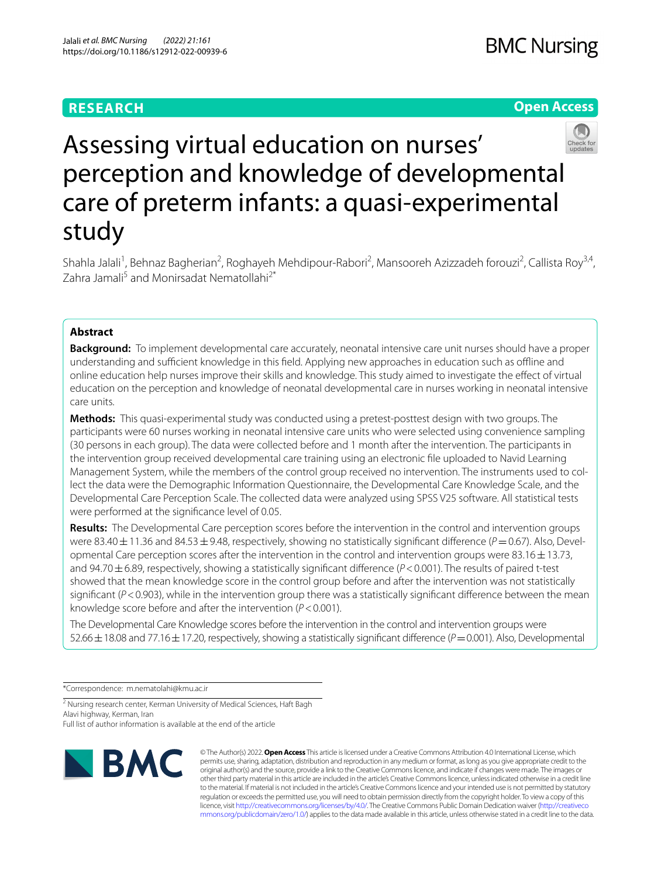RESEARCH

Open Access

# Assessing virtual education on nurses' perception and knowledge of developmental care of preterm infants: a quasi-experimental study

Shahla Jalali[1], Behnaz Bagherian[2], Roghayeh Mehdipour-Rabori[2], Mansooreh Azizzadeh forouzi[2], Callista Roy[3,4], Zahra Jamali[5] and Monirsadat Nematollahi[2*]

## Abstract

**Background:** To implement developmental care accurately, neonatal intensive care unit nurses should have a proper understanding and sufficient knowledge in this field. Applying new approaches in education such as offline and online education help nurses improve their skills and knowledge. This study aimed to investigate the effect of virtual education on the perception and knowledge of neonatal developmental care in nurses working in neonatal intensive care units.

**Methods:** This quasi-experimental study was conducted using a pretest-posttest design with two groups. The participants were 60 nurses working in neonatal intensive care units who were selected using convenience sampling (30 persons in each group). The data were collected before and 1 month after the intervention. The participants in the intervention group received developmental care training using an electronic file uploaded to Navid Learning Management System, while the members of the control group received no intervention. The instruments used to collect the data were the Demographic Information Questionnaire, the Developmental Care Knowledge Scale, and the Developmental Care Perception Scale. The collected data were analyzed using SPSS V25 software. All statistical tests were performed at the significance level of 0.05.

**Results:** The Developmental Care perception scores before the intervention in the control and intervention groups were 83.40 ± 11.36 and 84.53 ± 9.48, respectively, showing no statistically significant difference ($P = 0.67$). Also, Developmental Care perception scores after the intervention in the control and intervention groups were 83.16 ± 13.73, and 94.70 ± 6.89, respectively, showing a statistically significant difference ($P < 0.001$). The results of paired t-test showed that the mean knowledge score in the control group before and after the intervention was not statistically significant ($P < 0.903$), while in the intervention group there was a statistically significant difference between the mean knowledge score before and after the intervention ($P < 0.001$).

The Developmental Care Knowledge scores before the intervention in the control and intervention groups were 52.66 ± 18.08 and 77.16 ± 17.20, respectively, showing a statistically significant difference ($P = 0.001$). Also, Developmental

*Correspondence: m.nematolahi@kmu.ac.ir

[2] Nursing research center, Kerman University of Medical Sciences, Haft Bagh Alavi highway, Kerman, Iran

Full list of author information is available at the end of the article

© The Author(s) 2022. **Open Access** This article is licensed under a Creative Commons Attribution 4.0 International License, which permits use, sharing, adaptation, distribution and reproduction in any medium or format, as long as you give appropriate credit to the original author(s) and the source, provide a link to the Creative Commons licence, and indicate if changes were made. The images or other third party material in this article are included in the article's Creative Commons licence, unless indicated otherwise in a credit line to the material. If material is not included in the article's Creative Commons licence and your intended use is not permitted by statutory regulation or exceeds the permitted use, you will need to obtain permission directly from the copyright holder. To view a copy of this licence, visit http://creativecommons.org/licenses/by/4.0/. The Creative Commons Public Domain Dedication waiver (http://creativecommons.org/publicdomain/zero/1.0/) applies to the data made available in this article, unless otherwise stated in a credit line to the data.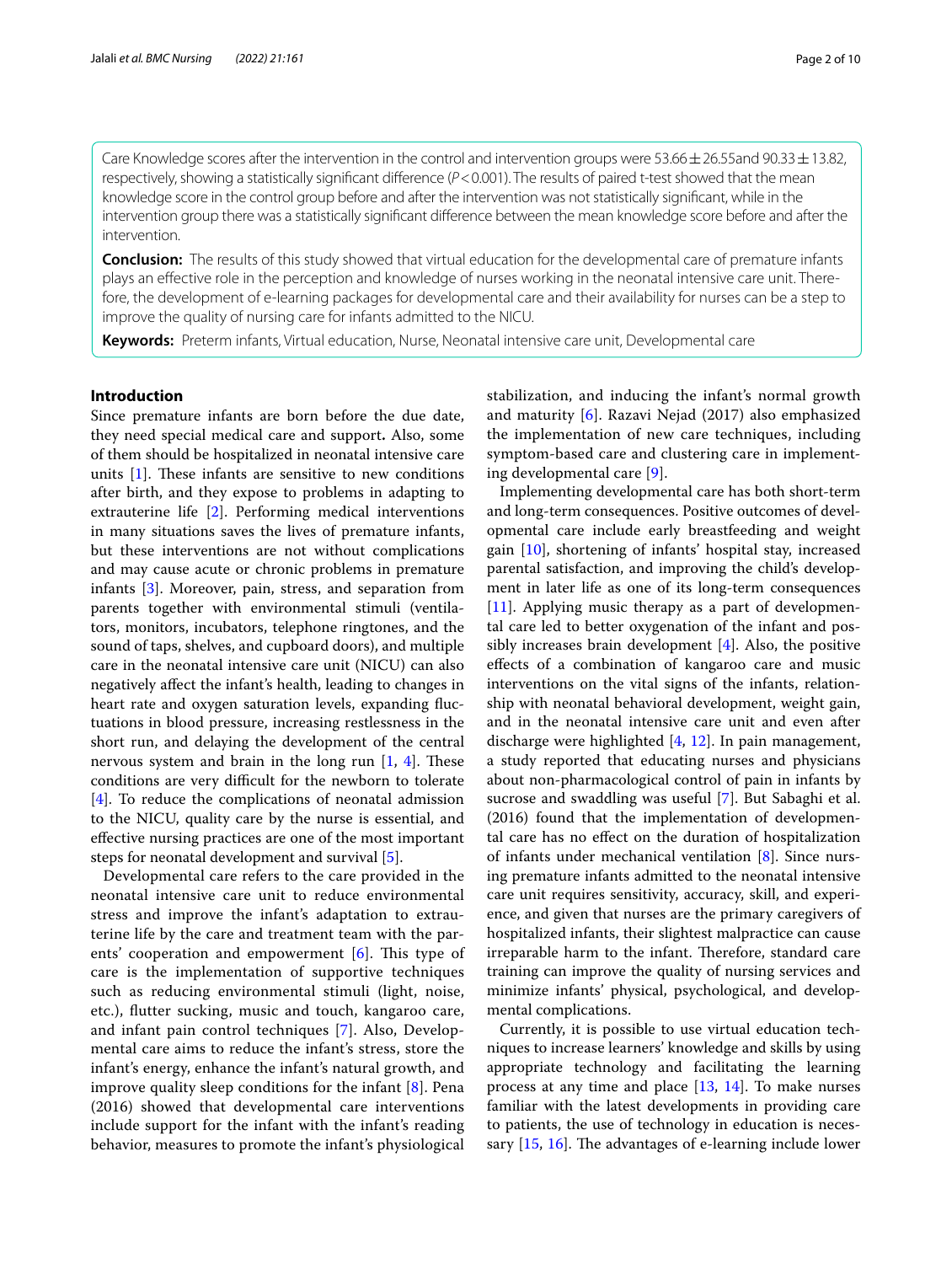Care Knowledge scores after the intervention in the control and intervention groups were 53.66 ± 26.55and 90.33 ± 13.82, respectively, showing a statistically significant difference ($P < 0.001$). The results of paired t-test showed that the mean knowledge score in the control group before and after the intervention was not statistically significant, while in the intervention group there was a statistically significant difference between the mean knowledge score before and after the intervention.

**Conclusion:** The results of this study showed that virtual education for the developmental care of premature infants plays an effective role in the perception and knowledge of nurses working in the neonatal intensive care unit. Therefore, the development of e-learning packages for developmental care and their availability for nurses can be a step to improve the quality of nursing care for infants admitted to the NICU.

**Keywords:** Preterm infants, Virtual education, Nurse, Neonatal intensive care unit, Developmental care

## Introduction

Since premature infants are born before the due date, they need special medical care and support**.** Also, some of them should be hospitalized in neonatal intensive care units [1]. These infants are sensitive to new conditions after birth, and they expose to problems in adapting to extrauterine life [2]. Performing medical interventions in many situations saves the lives of premature infants, but these interventions are not without complications and may cause acute or chronic problems in premature infants [3]. Moreover, pain, stress, and separation from parents together with environmental stimuli (ventilators, monitors, incubators, telephone ringtones, and the sound of taps, shelves, and cupboard doors), and multiple care in the neonatal intensive care unit (NICU) can also negatively affect the infant's health, leading to changes in heart rate and oxygen saturation levels, expanding fluctuations in blood pressure, increasing restlessness in the short run, and delaying the development of the central nervous system and brain in the long run [1, 4]. These conditions are very difficult for the newborn to tolerate [4]. To reduce the complications of neonatal admission to the NICU, quality care by the nurse is essential, and effective nursing practices are one of the most important steps for neonatal development and survival [5].

Developmental care refers to the care provided in the neonatal intensive care unit to reduce environmental stress and improve the infant's adaptation to extrauterine life by the care and treatment team with the parents' cooperation and empowerment [6]. This type of care is the implementation of supportive techniques such as reducing environmental stimuli (light, noise, etc.), flutter sucking, music and touch, kangaroo care, and infant pain control techniques [7]. Also, Developmental care aims to reduce the infant's stress, store the infant's energy, enhance the infant's natural growth, and improve quality sleep conditions for the infant [8]. Pena (2016) showed that developmental care interventions include support for the infant with the infant's reading behavior, measures to promote the infant's physiological stabilization, and inducing the infant's normal growth and maturity [6]. Razavi Nejad (2017) also emphasized the implementation of new care techniques, including symptom-based care and clustering care in implementing developmental care [9].

Implementing developmental care has both short-term and long-term consequences. Positive outcomes of developmental care include early breastfeeding and weight gain [10], shortening of infants' hospital stay, increased parental satisfaction, and improving the child's development in later life as one of its long-term consequences [11]. Applying music therapy as a part of developmental care led to better oxygenation of the infant and possibly increases brain development [4]. Also, the positive effects of a combination of kangaroo care and music interventions on the vital signs of the infants, relationship with neonatal behavioral development, weight gain, and in the neonatal intensive care unit and even after discharge were highlighted [4, 12]. In pain management, a study reported that educating nurses and physicians about non-pharmacological control of pain in infants by sucrose and swaddling was useful [7]. But Sabaghi et al. (2016) found that the implementation of developmental care has no effect on the duration of hospitalization of infants under mechanical ventilation [8]. Since nursing premature infants admitted to the neonatal intensive care unit requires sensitivity, accuracy, skill, and experience, and given that nurses are the primary caregivers of hospitalized infants, their slightest malpractice can cause irreparable harm to the infant. Therefore, standard care training can improve the quality of nursing services and minimize infants' physical, psychological, and developmental complications.

Currently, it is possible to use virtual education techniques to increase learners' knowledge and skills by using appropriate technology and facilitating the learning process at any time and place [13, 14]. To make nurses familiar with the latest developments in providing care to patients, the use of technology in education is necessary [15, 16]. The advantages of e-learning include lower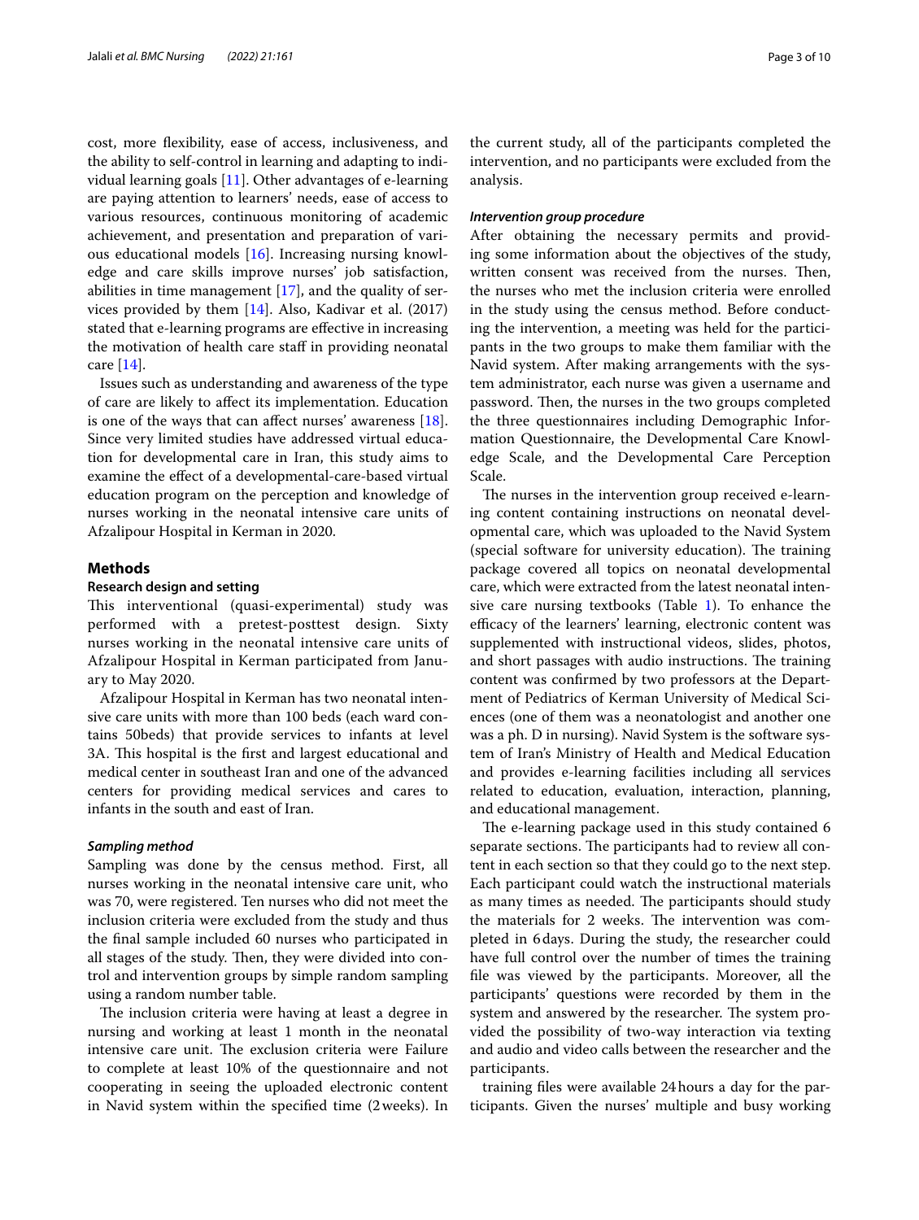cost, more flexibility, ease of access, inclusiveness, and the ability to self-control in learning and adapting to individual learning goals [11]. Other advantages of e-learning are paying attention to learners' needs, ease of access to various resources, continuous monitoring of academic achievement, and presentation and preparation of various educational models [16]. Increasing nursing knowledge and care skills improve nurses' job satisfaction, abilities in time management [17], and the quality of services provided by them [14]. Also, Kadivar et al. (2017) stated that e-learning programs are effective in increasing the motivation of health care staff in providing neonatal care [14].

Issues such as understanding and awareness of the type of care are likely to affect its implementation. Education is one of the ways that can affect nurses' awareness [18]. Since very limited studies have addressed virtual education for developmental care in Iran, this study aims to examine the effect of a developmental-care-based virtual education program on the perception and knowledge of nurses working in the neonatal intensive care units of Afzalipour Hospital in Kerman in 2020.

## Methods

### Research design and setting

This interventional (quasi-experimental) study was performed with a pretest-posttest design. Sixty nurses working in the neonatal intensive care units of Afzalipour Hospital in Kerman participated from January to May 2020.

Afzalipour Hospital in Kerman has two neonatal intensive care units with more than 100 beds (each ward contains 50beds) that provide services to infants at level 3A. This hospital is the first and largest educational and medical center in southeast Iran and one of the advanced centers for providing medical services and cares to infants in the south and east of Iran.

#### *Sampling method*

Sampling was done by the census method. First, all nurses working in the neonatal intensive care unit, who was 70, were registered. Ten nurses who did not meet the inclusion criteria were excluded from the study and thus the final sample included 60 nurses who participated in all stages of the study. Then, they were divided into control and intervention groups by simple random sampling using a random number table.

The inclusion criteria were having at least a degree in nursing and working at least 1 month in the neonatal intensive care unit. The exclusion criteria were Failure to complete at least 10% of the questionnaire and not cooperating in seeing the uploaded electronic content in Navid system within the specified time (2weeks). In the current study, all of the participants completed the intervention, and no participants were excluded from the analysis.

#### *Intervention group procedure*

After obtaining the necessary permits and providing some information about the objectives of the study, written consent was received from the nurses. Then, the nurses who met the inclusion criteria were enrolled in the study using the census method. Before conducting the intervention, a meeting was held for the participants in the two groups to make them familiar with the Navid system. After making arrangements with the system administrator, each nurse was given a username and password. Then, the nurses in the two groups completed the three questionnaires including Demographic Information Questionnaire, the Developmental Care Knowledge Scale, and the Developmental Care Perception Scale.

The nurses in the intervention group received e-learning content containing instructions on neonatal developmental care, which was uploaded to the Navid System (special software for university education). The training package covered all topics on neonatal developmental care, which were extracted from the latest neonatal intensive care nursing textbooks (Table 1). To enhance the efficacy of the learners' learning, electronic content was supplemented with instructional videos, slides, photos, and short passages with audio instructions. The training content was confirmed by two professors at the Department of Pediatrics of Kerman University of Medical Sciences (one of them was a neonatologist and another one was a ph. D in nursing). Navid System is the software system of Iran's Ministry of Health and Medical Education and provides e-learning facilities including all services related to education, evaluation, interaction, planning, and educational management.

The e-learning package used in this study contained 6 separate sections. The participants had to review all content in each section so that they could go to the next step. Each participant could watch the instructional materials as many times as needed. The participants should study the materials for 2 weeks. The intervention was completed in 6days. During the study, the researcher could have full control over the number of times the training file was viewed by the participants. Moreover, all the participants' questions were recorded by them in the system and answered by the researcher. The system provided the possibility of two-way interaction via texting and audio and video calls between the researcher and the participants.

training files were available 24hours a day for the participants. Given the nurses' multiple and busy working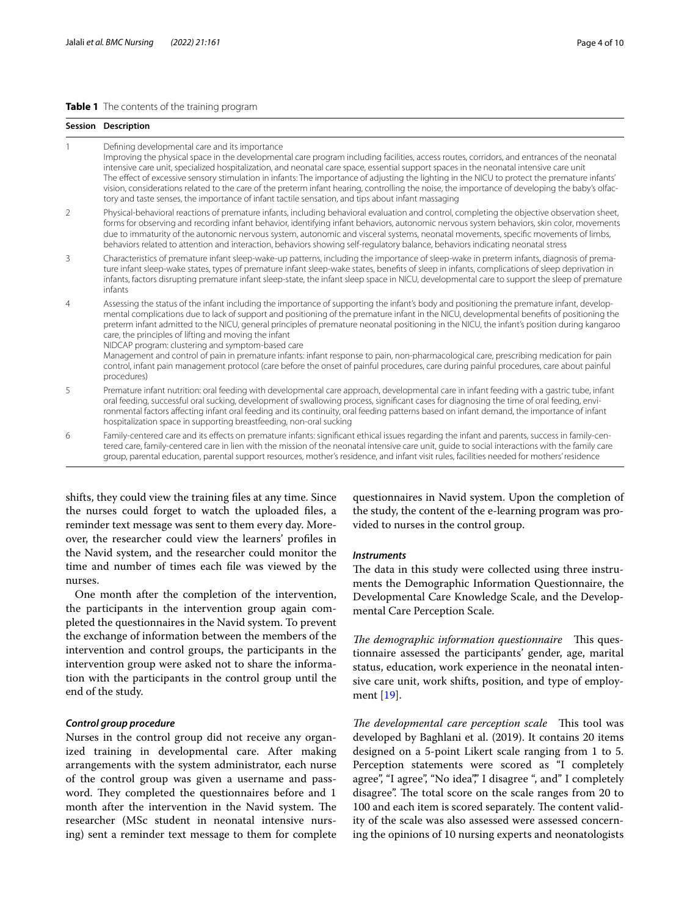**Table 1** The contents of the training program

| Session | Description |
|---|---|
| 1 | Defining developmental care and its importance<br>Improving the physical space in the developmental care program including facilities, access routes, corridors, and entrances of the neonatal intensive care unit, specialized hospitalization, and neonatal care space, essential support spaces in the neonatal intensive care unit<br>The effect of excessive sensory stimulation in infants: The importance of adjusting the lighting in the NICU to protect the premature infants' vision, considerations related to the care of the preterm infant hearing, controlling the noise, the importance of developing the baby's olfactory and taste senses, the importance of infant tactile sensation, and tips about infant massaging |
| 2 | Physical-behavioral reactions of premature infants, including behavioral evaluation and control, completing the objective observation sheet, forms for observing and recording infant behavior, identifying infant behaviors, autonomic nervous system behaviors, skin color, movements due to immaturity of the autonomic nervous system, autonomic and visceral systems, neonatal movements, specific movements of limbs, behaviors related to attention and interaction, behaviors showing self-regulatory balance, behaviors indicating neonatal stress |
| 3 | Characteristics of premature infant sleep-wake-up patterns, including the importance of sleep-wake in preterm infants, diagnosis of premature infant sleep-wake states, types of premature infant sleep-wake states, benefits of sleep in infants, complications of sleep deprivation in infants, factors disrupting premature infant sleep-state, the infant sleep space in NICU, developmental care to support the sleep of premature infants |
| 4 | Assessing the status of the infant including the importance of supporting the infant's body and positioning the premature infant, developmental complications due to lack of support and positioning of the premature infant in the NICU, developmental benefits of positioning the preterm infant admitted to the NICU, general principles of premature neonatal positioning in the NICU, the infant's position during kangaroo care, the principles of lifting and moving the infant<br>NIDCAP program: clustering and symptom-based care<br>Management and control of pain in premature infants: infant response to pain, non-pharmacological care, prescribing medication for pain control, infant pain management protocol (care before the onset of painful procedures, care during painful procedures, care about painful procedures) |
| 5 | Premature infant nutrition: oral feeding with developmental care approach, developmental care in infant feeding with a gastric tube, infant oral feeding, successful oral sucking, development of swallowing process, significant cases for diagnosing the time of oral feeding, environmental factors affecting infant oral feeding and its continuity, oral feeding patterns based on infant demand, the importance of infant hospitalization space in supporting breastfeeding, non-oral sucking |
| 6 | Family-centered care and its effects on premature infants: significant ethical issues regarding the infant and parents, success in family-centered care, family-centered care in lien with the mission of the neonatal intensive care unit, guide to social interactions with the family care group, parental education, parental support resources, mother's residence, and infant visit rules, facilities needed for mothers' residence |

shifts, they could view the training files at any time. Since the nurses could forget to watch the uploaded files, a reminder text message was sent to them every day. Moreover, the researcher could view the learners' profiles in the Navid system, and the researcher could monitor the time and number of times each file was viewed by the nurses.

One month after the completion of the intervention, the participants in the intervention group again completed the questionnaires in the Navid system. To prevent the exchange of information between the members of the intervention and control groups, the participants in the intervention group were asked not to share the information with the participants in the control group until the end of the study.

### *Control group procedure*

Nurses in the control group did not receive any organized training in developmental care. After making arrangements with the system administrator, each nurse of the control group was given a username and password. They completed the questionnaires before and 1 month after the intervention in the Navid system. The researcher (MSc student in neonatal intensive nursing) sent a reminder text message to them for complete questionnaires in Navid system. Upon the completion of the study, the content of the e-learning program was provided to nurses in the control group.

### *Instruments*

The data in this study were collected using three instruments the Demographic Information Questionnaire, the Developmental Care Knowledge Scale, and the Developmental Care Perception Scale.

*The demographic information questionnaire* This questionnaire assessed the participants' gender, age, marital status, education, work experience in the neonatal intensive care unit, work shifts, position, and type of employment [19].

*The developmental care perception scale* This tool was developed by Baghlani et al. (2019). It contains 20 items designed on a 5-point Likert scale ranging from 1 to 5. Perception statements were scored as "I completely agree", "I agree", "No idea"," I disagree ", and" I completely disagree". The total score on the scale ranges from 20 to 100 and each item is scored separately. The content validity of the scale was also assessed were assessed concerning the opinions of 10 nursing experts and neonatologists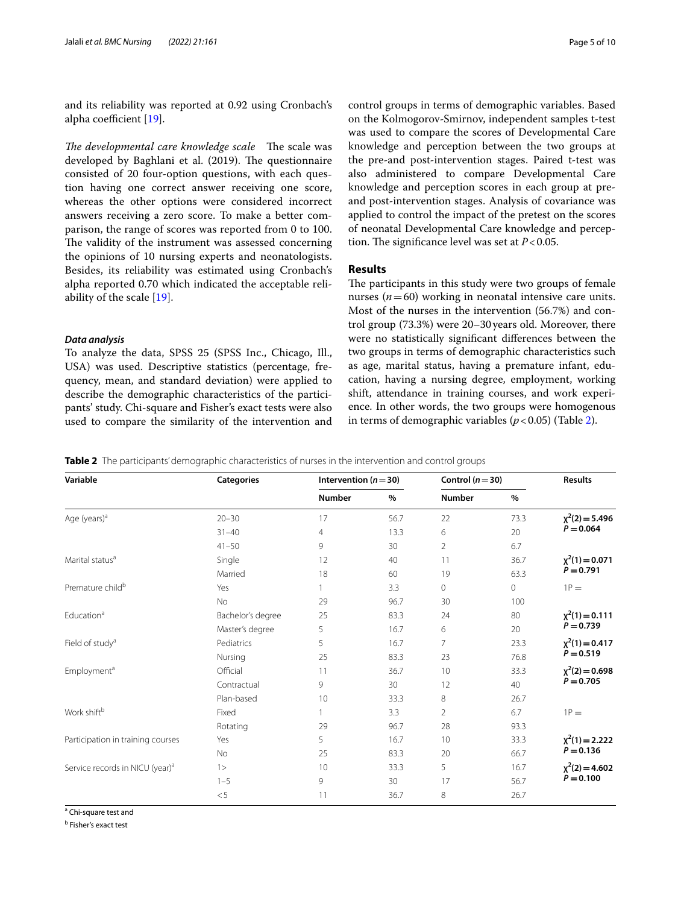and its reliability was reported at 0.92 using Cronbach's alpha coefficient [19].

*The developmental care knowledge scale* The scale was developed by Baghlani et al. (2019). The questionnaire consisted of 20 four-option questions, with each question having one correct answer receiving one score, whereas the other options were considered incorrect answers receiving a zero score. To make a better comparison, the range of scores was reported from 0 to 100. The validity of the instrument was assessed concerning the opinions of 10 nursing experts and neonatologists. Besides, its reliability was estimated using Cronbach's alpha reported 0.70 which indicated the acceptable reliability of the scale [19].

### *Data analysis*

To analyze the data, SPSS 25 (SPSS Inc., Chicago, Ill., USA) was used. Descriptive statistics (percentage, frequency, mean, and standard deviation) were applied to describe the demographic characteristics of the participants' study. Chi-square and Fisher's exact tests were also used to compare the similarity of the intervention and control groups in terms of demographic variables. Based on the Kolmogorov-Smirnov, independent samples t-test was used to compare the scores of Developmental Care knowledge and perception between the two groups at the pre-and post-intervention stages. Paired t-test was also administered to compare Developmental Care knowledge and perception scores in each group at pre- and post-intervention stages. Analysis of covariance was applied to control the impact of the pretest on the scores of neonatal Developmental Care knowledge and perception. The significance level was set at $P < 0.05$.

## Results

The participants in this study were two groups of female nurses ($n = 60$) working in neonatal intensive care units. Most of the nurses in the intervention (56.7%) and control group (73.3%) were 20–30 years old. Moreover, there were no statistically significant differences between the two groups in terms of demographic characteristics such as age, marital status, having a premature infant, education, having a nursing degree, employment, working shift, attendance in training courses, and work experience. In other words, the two groups were homogenous in terms of demographic variables ($p < 0.05$) (Table 2).

**Table 2** The participants' demographic characteristics of nurses in the intervention and control groups

| Variable | Categories | Intervention ($n = 30$) | | Control ($n = 30$) | | Results |
|---|---|---|---|---|---|---|
| | | Number | % | Number | % | |
| Age (years)[a] | 20–30 | 17 | 56.7 | 22 | 73.3 | $\chi^2(2) = 5.496$ $P = 0.064$ |
| | 31–40 | 4 | 13.3 | 6 | 20 | |
| | 41–50 | 9 | 30 | 2 | 6.7 | |
| Marital status[a] | Single | 12 | 40 | 11 | 36.7 | $\chi^2(1) = 0.071$ $P = 0.791$ |
| | Married | 18 | 60 | 19 | 63.3 | |
| Premature child[b] | Yes | 1 | 3.3 | 0 | 0 | 1P = |
| | No | 29 | 96.7 | 30 | 100 | |
| Education[a] | Bachelor's degree | 25 | 83.3 | 24 | 80 | $\chi^2(1) = 0.111$ $P = 0.739$ |
| | Master's degree | 5 | 16.7 | 6 | 20 | |
| Field of study[a] | Pediatrics | 5 | 16.7 | 7 | 23.3 | $\chi^2(1) = 0.417$ $P = 0.519$ |
| | Nursing | 25 | 83.3 | 23 | 76.8 | |
| Employment[a] | Official | 11 | 36.7 | 10 | 33.3 | $\chi^2(2) = 0.698$ $P = 0.705$ |
| | Contractual | 9 | 30 | 12 | 40 | |
| | Plan-based | 10 | 33.3 | 8 | 26.7 | |
| Work shift[b] | Fixed | 1 | 3.3 | 2 | 6.7 | 1P = |
| | Rotating | 29 | 96.7 | 28 | 93.3 | |
| Participation in training courses | Yes | 5 | 16.7 | 10 | 33.3 | $\chi^2(1) = 2.222$ $P = 0.136$ |
| | No | 25 | 83.3 | 20 | 66.7 | |
| Service records in NICU (year)[a] | 1> | 10 | 33.3 | 5 | 16.7 | $\chi^2(2) = 4.602$ $P = 0.100$ |
| | 1–5 | 9 | 30 | 17 | 56.7 | |
| | <5 | 11 | 36.7 | 8 | 26.7 | |

[a] Chi-square test and

[b] Fisher's exact test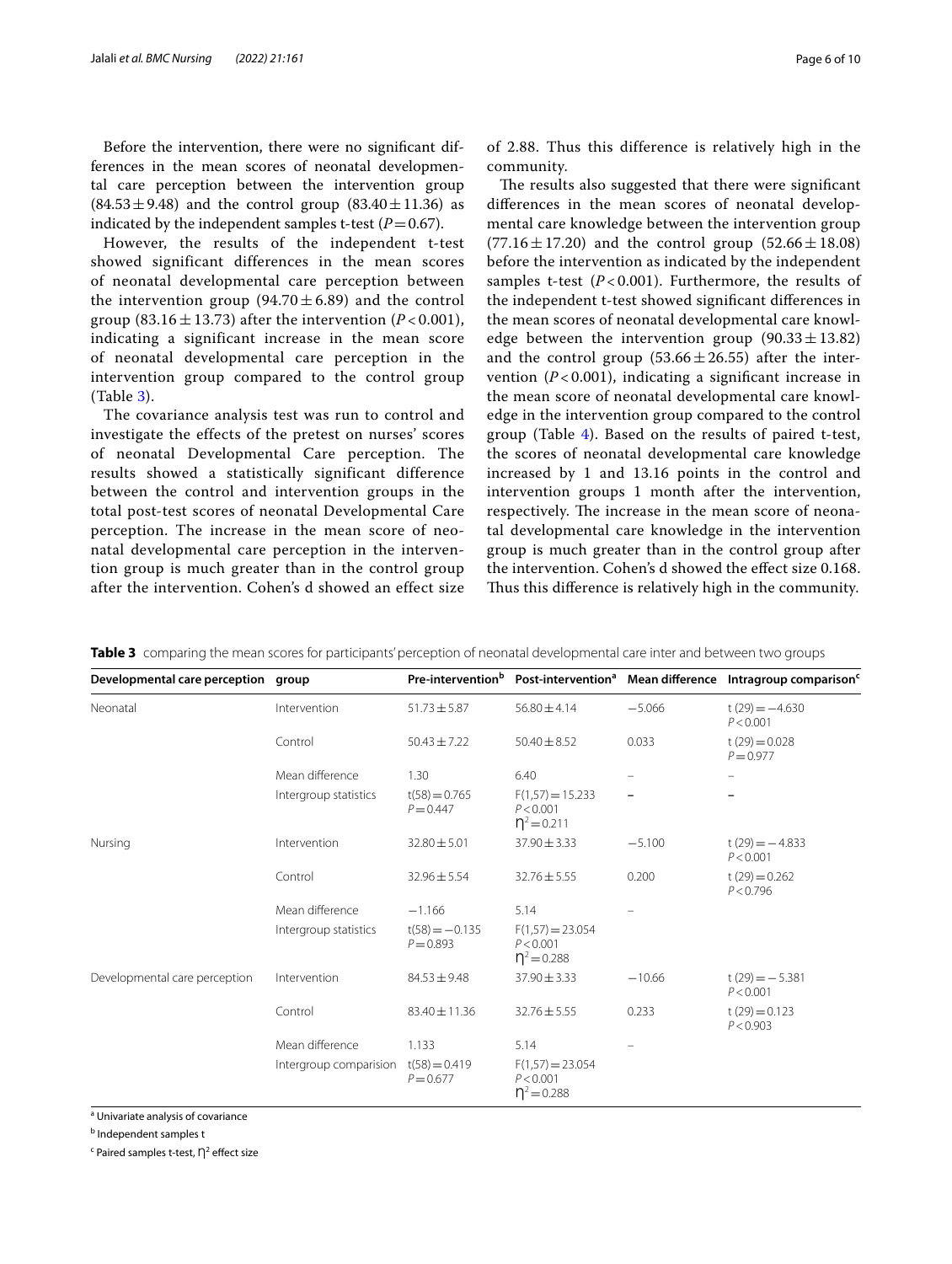Before the intervention, there were no significant differences in the mean scores of neonatal developmental care perception between the intervention group (84.53 ± 9.48) and the control group (83.40 ± 11.36) as indicated by the independent samples t-test ($P = 0.67$).

However, the results of the independent t-test showed significant differences in the mean scores of neonatal developmental care perception between the intervention group (94.70 ± 6.89) and the control group (83.16 ± 13.73) after the intervention ($P < 0.001$), indicating a significant increase in the mean score of neonatal developmental care perception in the intervention group compared to the control group (Table 3).

The covariance analysis test was run to control and investigate the effects of the pretest on nurses' scores of neonatal Developmental Care perception. The results showed a statistically significant difference between the control and intervention groups in the total post-test scores of neonatal Developmental Care perception. The increase in the mean score of neonatal developmental care perception in the intervention group is much greater than in the control group after the intervention. Cohen's d showed an effect size of 2.88. Thus this difference is relatively high in the community.

The results also suggested that there were significant differences in the mean scores of neonatal developmental care knowledge between the intervention group (77.16 ± 17.20) and the control group (52.66 ± 18.08) before the intervention as indicated by the independent samples t-test ($P < 0.001$). Furthermore, the results of the independent t-test showed significant differences in the mean scores of neonatal developmental care knowledge between the intervention group (90.33 ± 13.82) and the control group (53.66 ± 26.55) after the intervention ($P < 0.001$), indicating a significant increase in the mean score of neonatal developmental care knowledge in the intervention group compared to the control group (Table 4). Based on the results of paired t-test, the scores of neonatal developmental care knowledge increased by 1 and 13.16 points in the control and intervention groups 1 month after the intervention, respectively. The increase in the mean score of neonatal developmental care knowledge in the intervention group is much greater than in the control group after the intervention. Cohen's d showed the effect size 0.168. Thus this difference is relatively high in the community.

**Table 3** comparing the mean scores for participants' perception of neonatal developmental care inter and between two groups

| Developmental care perception | group | Pre-intervention[b] | Post-intervention[a] | Mean difference | Intragroup comparison[c] |
|---|---|---|---|---|---|
| Neonatal | Intervention | 51.73 ± 5.87 | 56.80 ± 4.14 | −5.066 | t (29) = −4.630 $P < 0.001$ |
| | Control | 50.43 ± 7.22 | 50.40 ± 8.52 | 0.033 | t (29) = 0.028 $P = 0.977$ |
| | Mean difference | 1.30 | 6.40 | – | – |
| | Intergroup statistics | t(58) = 0.765 $P = 0.447$ | F(1,57) = 15.233 $P < 0.001$ $\eta^2 = 0.211$ | – | – |
| Nursing | Intervention | 32.80 ± 5.01 | 37.90 ± 3.33 | −5.100 | t (29) = −4.833 $P < 0.001$ |
| | Control | 32.96 ± 5.54 | 32.76 ± 5.55 | 0.200 | t (29) = 0.262 $P < 0.796$ |
| | Mean difference | −1.166 | 5.14 | – | |
| | Intergroup statistics | t(58) = −0.135 $P = 0.893$ | F(1,57) = 23.054 $P < 0.001$ $\eta^2 = 0.288$ | | |
| Developmental care perception | Intervention | 84.53 ± 9.48 | 37.90 ± 3.33 | −10.66 | t (29) = −5.381 $P < 0.001$ |
| | Control | 83.40 ± 11.36 | 32.76 ± 5.55 | 0.233 | t (29) = 0.123 $P < 0.903$ |
| | Mean difference | 1.133 | 5.14 | – | |
| | Intergroup comparision | t(58) = 0.419 $P = 0.677$ | F(1,57) = 23.054 $P < 0.001$ $\eta^2 = 0.288$ | | |

[a] Univariate analysis of covariance

[b] Independent samples t

[c] Paired samples t-test, $\eta^2$ effect size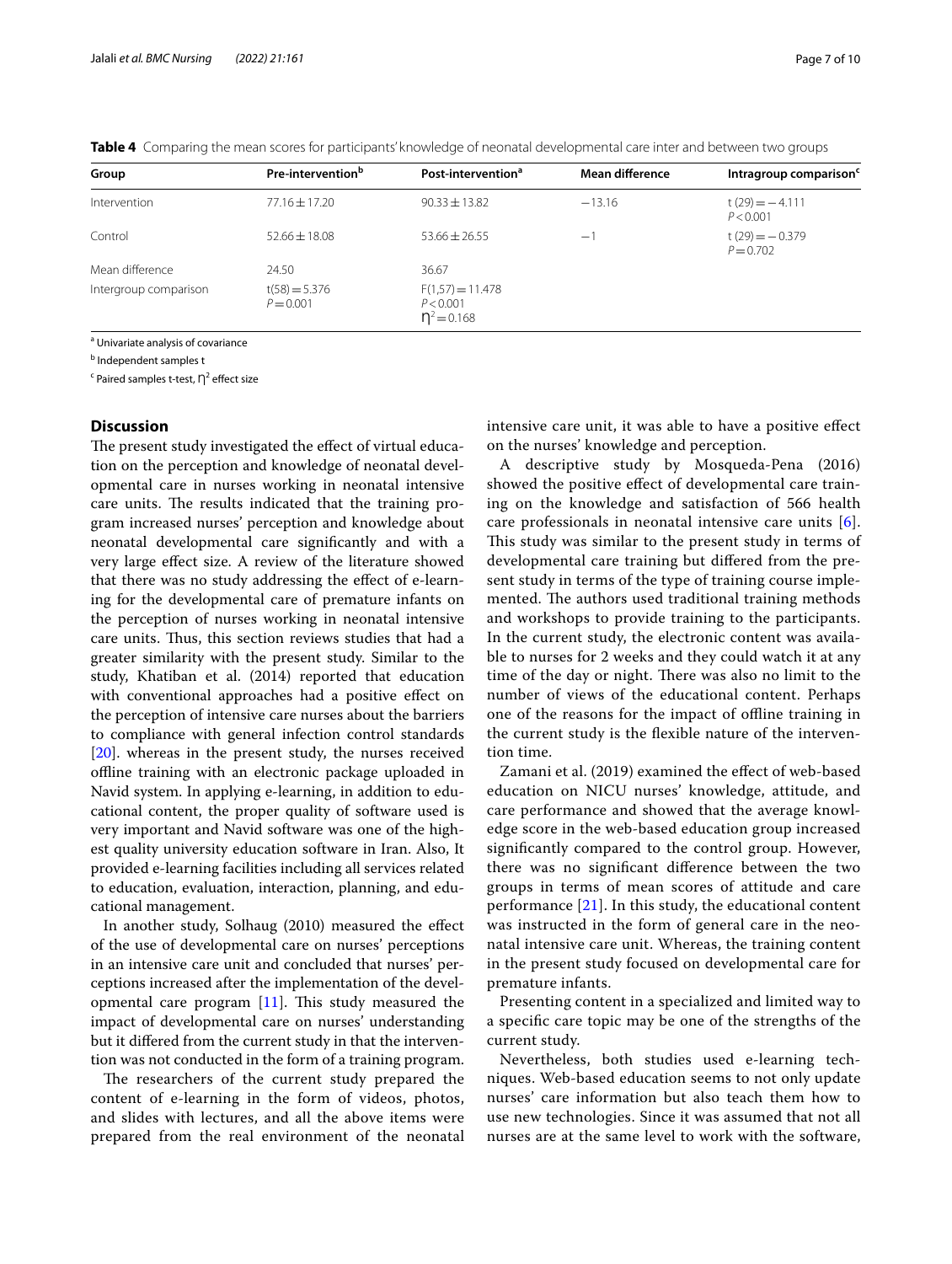**Table 4** Comparing the mean scores for participants' knowledge of neonatal developmental care inter and between two groups

| Group | Pre-intervention[b] | Post-intervention[a] | Mean difference | Intragroup comparison[c] |
|---|---|---|---|---|
| Intervention | 77.16 ± 17.20 | 90.33 ± 13.82 | −13.16 | $t(29) = -4.111$ $P < 0.001$ |
| Control | 52.66 ± 18.08 | 53.66 ± 26.55 | −1 | $t(29) = -0.379$ $P = 0.702$ |
| Mean difference | 24.50 | 36.67 | | |
| Intergroup comparison | $t(58) = 5.376$ $P = 0.001$ | $F(1,57) = 11.478$ $P < 0.001$ $\eta^2 = 0.168$ | | |

[a] Univariate analysis of covariance

[b] Independent samples t

[c] Paired samples t-test, $\eta^2$ effect size

## Discussion

The present study investigated the effect of virtual education on the perception and knowledge of neonatal developmental care in nurses working in neonatal intensive care units. The results indicated that the training program increased nurses' perception and knowledge about neonatal developmental care significantly and with a very large effect size. A review of the literature showed that there was no study addressing the effect of e-learning for the developmental care of premature infants on the perception of nurses working in neonatal intensive care units. Thus, this section reviews studies that had a greater similarity with the present study. Similar to the study, Khatiban et al. (2014) reported that education with conventional approaches had a positive effect on the perception of intensive care nurses about the barriers to compliance with general infection control standards [20]. whereas in the present study, the nurses received offline training with an electronic package uploaded in Navid system. In applying e-learning, in addition to educational content, the proper quality of software used is very important and Navid software was one of the highest quality university education software in Iran. Also, It provided e-learning facilities including all services related to education, evaluation, interaction, planning, and educational management.

In another study, Solhaug (2010) measured the effect of the use of developmental care on nurses' perceptions in an intensive care unit and concluded that nurses' perceptions increased after the implementation of the developmental care program [11]. This study measured the impact of developmental care on nurses' understanding but it differed from the current study in that the intervention was not conducted in the form of a training program.

The researchers of the current study prepared the content of e-learning in the form of videos, photos, and slides with lectures, and all the above items were prepared from the real environment of the neonatal intensive care unit, it was able to have a positive effect on the nurses' knowledge and perception.

A descriptive study by Mosqueda-Pena (2016) showed the positive effect of developmental care training on the knowledge and satisfaction of 566 health care professionals in neonatal intensive care units [6]. This study was similar to the present study in terms of developmental care training but differed from the present study in terms of the type of training course implemented. The authors used traditional training methods and workshops to provide training to the participants. In the current study, the electronic content was available to nurses for 2 weeks and they could watch it at any time of the day or night. There was also no limit to the number of views of the educational content. Perhaps one of the reasons for the impact of offline training in the current study is the flexible nature of the intervention time.

Zamani et al. (2019) examined the effect of web-based education on NICU nurses' knowledge, attitude, and care performance and showed that the average knowledge score in the web-based education group increased significantly compared to the control group. However, there was no significant difference between the two groups in terms of mean scores of attitude and care performance [21]. In this study, the educational content was instructed in the form of general care in the neonatal intensive care unit. Whereas, the training content in the present study focused on developmental care for premature infants.

Presenting content in a specialized and limited way to a specific care topic may be one of the strengths of the current study.

Nevertheless, both studies used e-learning techniques. Web-based education seems to not only update nurses' care information but also teach them how to use new technologies. Since it was assumed that not all nurses are at the same level to work with the software,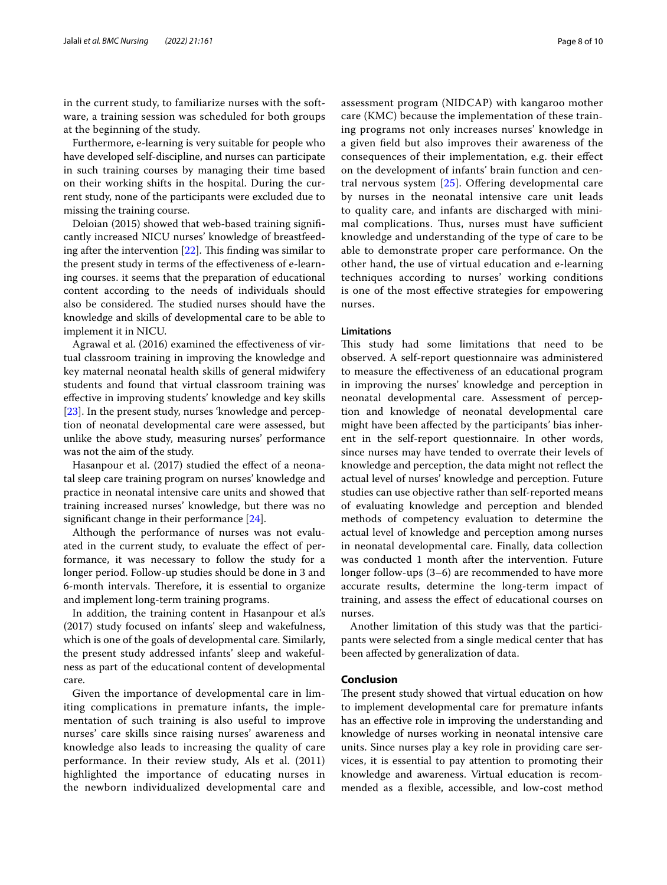in the current study, to familiarize nurses with the software, a training session was scheduled for both groups at the beginning of the study.

Furthermore, e-learning is very suitable for people who have developed self-discipline, and nurses can participate in such training courses by managing their time based on their working shifts in the hospital. During the current study, none of the participants were excluded due to missing the training course.

Deloian (2015) showed that web-based training significantly increased NICU nurses' knowledge of breastfeeding after the intervention [22]. This finding was similar to the present study in terms of the effectiveness of e-learning courses. it seems that the preparation of educational content according to the needs of individuals should also be considered. The studied nurses should have the knowledge and skills of developmental care to be able to implement it in NICU.

Agrawal et al. (2016) examined the effectiveness of virtual classroom training in improving the knowledge and key maternal neonatal health skills of general midwifery students and found that virtual classroom training was effective in improving students' knowledge and key skills [23]. In the present study, nurses 'knowledge and perception of neonatal developmental care were assessed, but unlike the above study, measuring nurses' performance was not the aim of the study.

Hasanpour et al. (2017) studied the effect of a neonatal sleep care training program on nurses' knowledge and practice in neonatal intensive care units and showed that training increased nurses' knowledge, but there was no significant change in their performance [24].

Although the performance of nurses was not evaluated in the current study, to evaluate the effect of performance, it was necessary to follow the study for a longer period. Follow-up studies should be done in 3 and 6-month intervals. Therefore, it is essential to organize and implement long-term training programs.

In addition, the training content in Hasanpour et al.'s (2017) study focused on infants' sleep and wakefulness, which is one of the goals of developmental care. Similarly, the present study addressed infants' sleep and wakefulness as part of the educational content of developmental care.

Given the importance of developmental care in limiting complications in premature infants, the implementation of such training is also useful to improve nurses' care skills since raising nurses' awareness and knowledge also leads to increasing the quality of care performance. In their review study, Als et al. (2011) highlighted the importance of educating nurses in the newborn individualized developmental care and assessment program (NIDCAP) with kangaroo mother care (KMC) because the implementation of these training programs not only increases nurses' knowledge in a given field but also improves their awareness of the consequences of their implementation, e.g. their effect on the development of infants' brain function and central nervous system [25]. Offering developmental care by nurses in the neonatal intensive care unit leads to quality care, and infants are discharged with minimal complications. Thus, nurses must have sufficient knowledge and understanding of the type of care to be able to demonstrate proper care performance. On the other hand, the use of virtual education and e-learning techniques according to nurses' working conditions is one of the most effective strategies for empowering nurses.

### Limitations

This study had some limitations that need to be observed. A self-report questionnaire was administered to measure the effectiveness of an educational program in improving the nurses' knowledge and perception in neonatal developmental care. Assessment of perception and knowledge of neonatal developmental care might have been affected by the participants' bias inherent in the self-report questionnaire. In other words, since nurses may have tended to overrate their levels of knowledge and perception, the data might not reflect the actual level of nurses' knowledge and perception. Future studies can use objective rather than self-reported means of evaluating knowledge and perception and blended methods of competency evaluation to determine the actual level of knowledge and perception among nurses in neonatal developmental care. Finally, data collection was conducted 1 month after the intervention. Future longer follow-ups (3–6) are recommended to have more accurate results, determine the long-term impact of training, and assess the effect of educational courses on nurses.

Another limitation of this study was that the participants were selected from a single medical center that has been affected by generalization of data.

## Conclusion

The present study showed that virtual education on how to implement developmental care for premature infants has an effective role in improving the understanding and knowledge of nurses working in neonatal intensive care units. Since nurses play a key role in providing care services, it is essential to pay attention to promoting their knowledge and awareness. Virtual education is recommended as a flexible, accessible, and low-cost method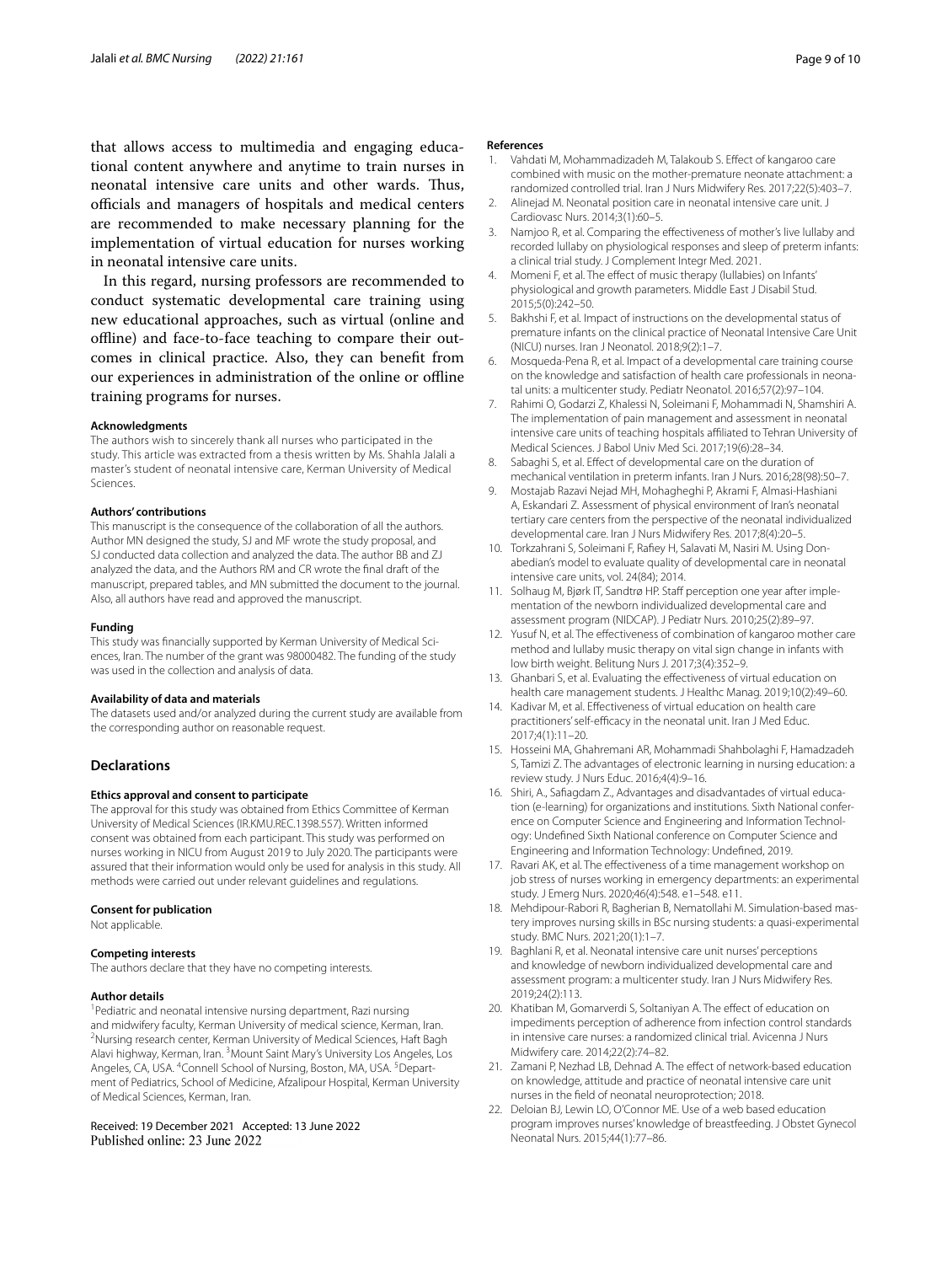that allows access to multimedia and engaging educational content anywhere and anytime to train nurses in neonatal intensive care units and other wards. Thus, officials and managers of hospitals and medical centers are recommended to make necessary planning for the implementation of virtual education for nurses working in neonatal intensive care units.

In this regard, nursing professors are recommended to conduct systematic developmental care training using new educational approaches, such as virtual (online and offline) and face-to-face teaching to compare their outcomes in clinical practice. Also, they can benefit from our experiences in administration of the online or offline training programs for nurses.

#### Acknowledgments

The authors wish to sincerely thank all nurses who participated in the study. This article was extracted from a thesis written by Ms. Shahla Jalali a master's student of neonatal intensive care, Kerman University of Medical Sciences.

#### Authors' contributions

This manuscript is the consequence of the collaboration of all the authors. Author MN designed the study, SJ and MF wrote the study proposal, and SJ conducted data collection and analyzed the data. The author BB and ZJ analyzed the data, and the Authors RM and CR wrote the final draft of the manuscript, prepared tables, and MN submitted the document to the journal. Also, all authors have read and approved the manuscript.

#### Funding

This study was financially supported by Kerman University of Medical Sciences, Iran. The number of the grant was 98000482. The funding of the study was used in the collection and analysis of data.

#### Availability of data and materials

The datasets used and/or analyzed during the current study are available from the corresponding author on reasonable request.

### Declarations

#### Ethics approval and consent to participate

The approval for this study was obtained from Ethics Committee of Kerman University of Medical Sciences (IR.KMU.REC.1398.557). Written informed consent was obtained from each participant. This study was performed on nurses working in NICU from August 2019 to July 2020. The participants were assured that their information would only be used for analysis in this study. All methods were carried out under relevant guidelines and regulations.

#### Consent for publication

Not applicable.

#### Competing interests

The authors declare that they have no competing interests.

#### Author details

[1]Pediatric and neonatal intensive nursing department, Razi nursing and midwifery faculty, Kerman University of medical science, Kerman, Iran. [2]Nursing research center, Kerman University of Medical Sciences, Haft Bagh Alavi highway, Kerman, Iran. [3]Mount Saint Mary's University Los Angeles, Los Angeles, CA, USA. [4]Connell School of Nursing, Boston, MA, USA. [5]Department of Pediatrics, School of Medicine, Afzalipour Hospital, Kerman University of Medical Sciences, Kerman, Iran.

Received: 19 December 2021 Accepted: 13 June 2022
Published online: 23 June 2022

#### References

1. Vahdati M, Mohammadizadeh M, Talakoub S. Effect of kangaroo care combined with music on the mother-premature neonate attachment: a randomized controlled trial. Iran J Nurs Midwifery Res. 2017;22(5):403–7.
2. Alinejad M. Neonatal position care in neonatal intensive care unit. J Cardiovasc Nurs. 2014;3(1):60–5.
3. Namjoo R, et al. Comparing the effectiveness of mother's live lullaby and recorded lullaby on physiological responses and sleep of preterm infants: a clinical trial study. J Complement Integr Med. 2021.
4. Momeni F, et al. The effect of music therapy (lullabies) on Infants' physiological and growth parameters. Middle East J Disabil Stud. 2015;5(0):242–50.
5. Bakhshi F, et al. Impact of instructions on the developmental status of premature infants on the clinical practice of Neonatal Intensive Care Unit (NICU) nurses. Iran J Neonatol. 2018;9(2):1–7.
6. Mosqueda-Pena R, et al. Impact of a developmental care training course on the knowledge and satisfaction of health care professionals in neonatal units: a multicenter study. Pediatr Neonatol. 2016;57(2):97–104.
7. Rahimi O, Godarzi Z, Khalessi N, Soleimani F, Mohammadi N, Shamshiri A. The implementation of pain management and assessment in neonatal intensive care units of teaching hospitals affiliated to Tehran University of Medical Sciences. J Babol Univ Med Sci. 2017;19(6):28–34.
8. Sabaghi S, et al. Effect of developmental care on the duration of mechanical ventilation in preterm infants. Iran J Nurs. 2016;28(98):50–7.
9. Mostajab Razavi Nejad MH, Mohagheghi P, Akrami F, Almasi-Hashiani A, Eskandari Z. Assessment of physical environment of Iran's neonatal tertiary care centers from the perspective of the neonatal individualized developmental care. Iran J Nurs Midwifery Res. 2017;8(4):20–5.
10. Torkzahrani S, Soleimani F, Rafiey H, Salavati M, Nasiri M. Using Donabedian's model to evaluate quality of developmental care in neonatal intensive care units, vol. 24(84); 2014.
11. Solhaug M, Bjørk IT, Sandtrø HP. Staff perception one year after implementation of the newborn individualized developmental care and assessment program (NIDCAP). J Pediatr Nurs. 2010;25(2):89–97.
12. Yusuf N, et al. The effectiveness of combination of kangaroo mother care method and lullaby music therapy on vital sign change in infants with low birth weight. Belitung Nurs J. 2017;3(4):352–9.
13. Ghanbari S, et al. Evaluating the effectiveness of virtual education on health care management students. J Healthc Manag. 2019;10(2):49–60.
14. Kadivar M, et al. Effectiveness of virtual education on health care practitioners' self-efficacy in the neonatal unit. Iran J Med Educ. 2017;4(1):11–20.
15. Hosseini MA, Ghahremani AR, Mohammadi Shahbolaghi F, Hamadzadeh S, Tamizi Z. The advantages of electronic learning in nursing education: a review study. J Nurs Educ. 2016;4(4):9–16.
16. Shiri, A., Safiagdam Z., Advantages and disadvantades of virtual education (e-learning) for organizations and institutions. Sixth National conference on Computer Science and Engineering and Information Technology: Undefined Sixth National conference on Computer Science and Engineering and Information Technology: Undefined, 2019.
17. Ravari AK, et al. The effectiveness of a time management workshop on job stress of nurses working in emergency departments: an experimental study. J Emerg Nurs. 2020;46(4):548. e1–548. e11.
18. Mehdipour-Rabori R, Bagherian B, Nematollahi M. Simulation-based mastery improves nursing skills in BSc nursing students: a quasi-experimental study. BMC Nurs. 2021;20(1):1–7.
19. Baghlani R, et al. Neonatal intensive care unit nurses' perceptions and knowledge of newborn individualized developmental care and assessment program: a multicenter study. Iran J Nurs Midwifery Res. 2019;24(2):113.
20. Khatiban M, Gomarverdi S, Soltaniyan A. The effect of education on impediments perception of adherence from infection control standards in intensive care nurses: a randomized clinical trial. Avicenna J Nurs Midwifery care. 2014;22(2):74–82.
21. Zamani P, Nezhad LB, Dehnad A. The effect of network-based education on knowledge, attitude and practice of neonatal intensive care unit nurses in the field of neonatal neuroprotection; 2018.
22. Deloian BJ, Lewin LO, O'Connor ME. Use of a web based education program improves nurses' knowledge of breastfeeding. J Obstet Gynecol Neonatal Nurs. 2015;44(1):77–86.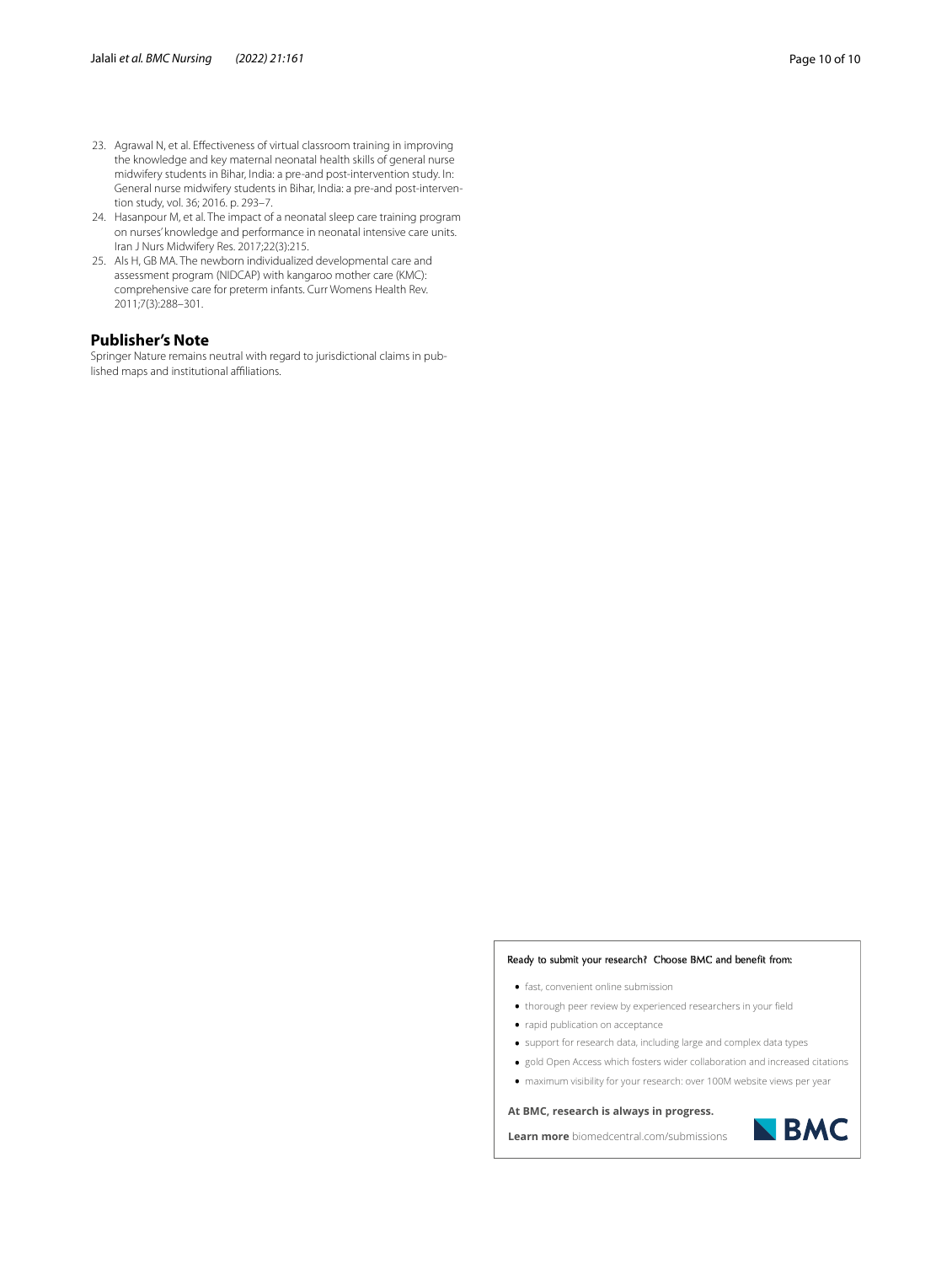23. Agrawal N, et al. Effectiveness of virtual classroom training in improving the knowledge and key maternal neonatal health skills of general nurse midwifery students in Bihar, India: a pre-and post-intervention study. In: General nurse midwifery students in Bihar, India: a pre-and post-intervention study, vol. 36; 2016. p. 293–7.
24. Hasanpour M, et al. The impact of a neonatal sleep care training program on nurses' knowledge and performance in neonatal intensive care units. Iran J Nurs Midwifery Res. 2017;22(3):215.
25. Als H, GB MA. The newborn individualized developmental care and assessment program (NIDCAP) with kangaroo mother care (KMC): comprehensive care for preterm infants. Curr Womens Health Rev. 2011;7(3):288–301.

## Publisher's Note

Springer Nature remains neutral with regard to jurisdictional claims in published maps and institutional affiliations.

Ready to submit your research? Choose BMC and benefit from:

- fast, convenient online submission
- thorough peer review by experienced researchers in your field
- rapid publication on acceptance
- support for research data, including large and complex data types
- gold Open Access which fosters wider collaboration and increased citations
- maximum visibility for your research: over 100M website views per year

**At BMC, research is always in progress.**

**Learn more** biomedcentral.com/submissions

BMC